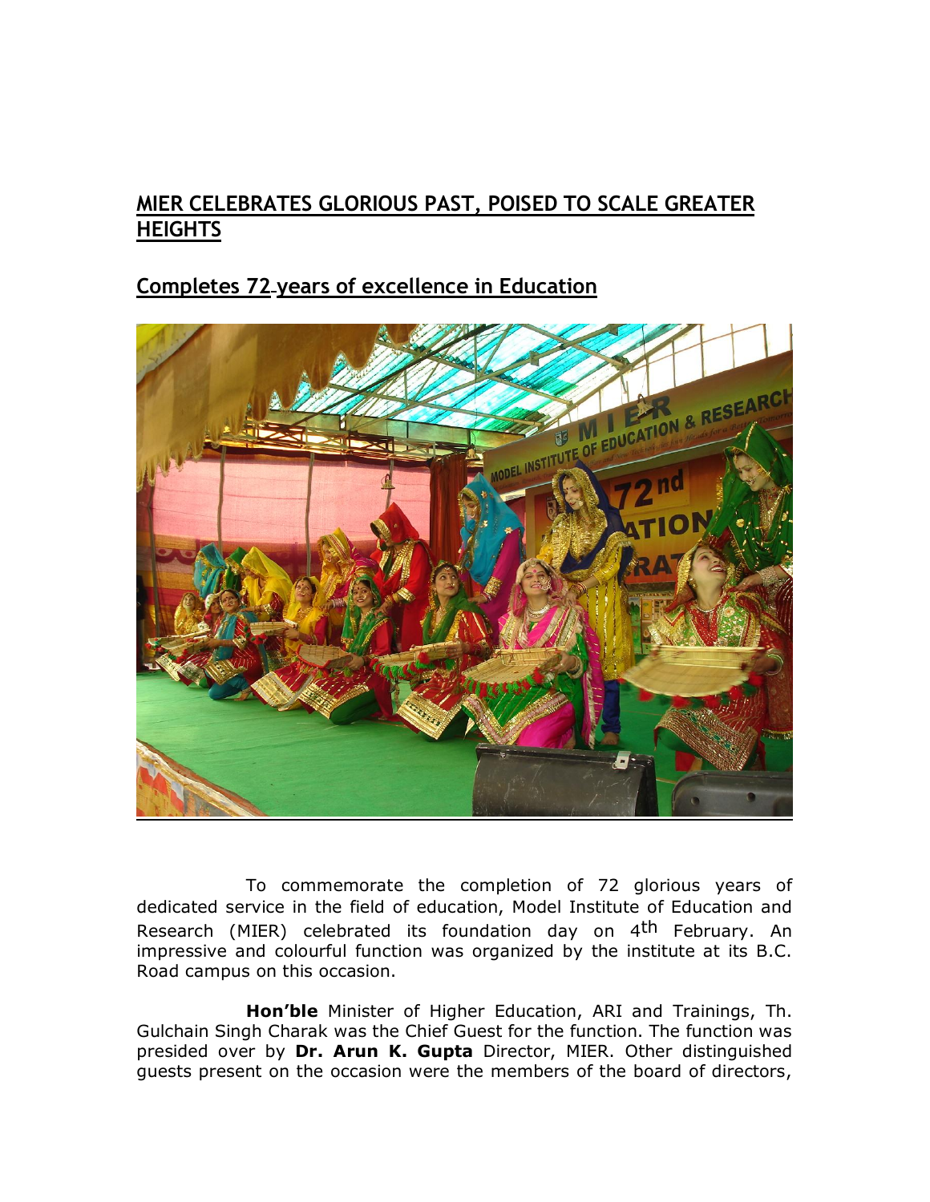# MIER CELEBRATES GLORIOUS PAST, POISED TO SCALE GREATER HEIGHTS

## Completes 72 years of excellence in Education

To commemorate the completion of 72 glorious years of dedicated service in the field of education, Model Institute of Education and Research (MIER) celebrated its foundation day on 4th February. An impressive and colourful function was organized by the institute at its B.C. Road campus on this occasion.

**Hon'ble** Minister of Higher Education, ARI and Trainings, Th. Gulchain Singh Charak was the Chief Guest for the function. The function was presided over by **Dr. Arun K. Gupta** Director, MIER. Other distinguished guests present on the occasion were the members of the board of directors,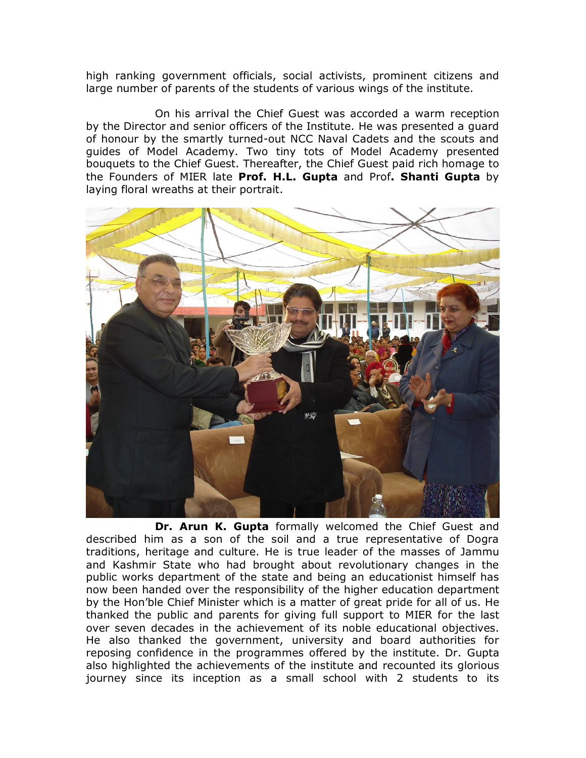high ranking government officials, social activists, prominent citizens and large number of parents of the students of various wings of the institute.

On his arrival the Chief Guest was accorded a warm reception by the Director and senior officers of the Institute. He was presented a guard of honour by the smartly turned-out NCC Naval Cadets and the scouts and guides of Model Academy. Two tiny tots of Model Academy presented bouquets to the Chief Guest. Thereafter, the Chief Guest paid rich homage to the Founders of MIER late **Prof. H.L. Gupta** and Prof**. Shanti Gupta** by laying floral wreaths at their portrait.

**Dr. Arun K. Gupta** formally welcomed the Chief Guest and described him as a son of the soil and a true representative of Dogra traditions, heritage and culture. He is true leader of the masses of Jammu and Kashmir State who had brought about revolutionary changes in the public works department of the state and being an educationist himself has now been handed over the responsibility of the higher education department by the Hon'ble Chief Minister which is a matter of great pride for all of us. He thanked the public and parents for giving full support to MIER for the last over seven decades in the achievement of its noble educational objectives. He also thanked the government, university and board authorities for reposing confidence in the programmes offered by the institute. Dr. Gupta also highlighted the achievements of the institute and recounted its glorious journey since its inception as a small school with 2 students to its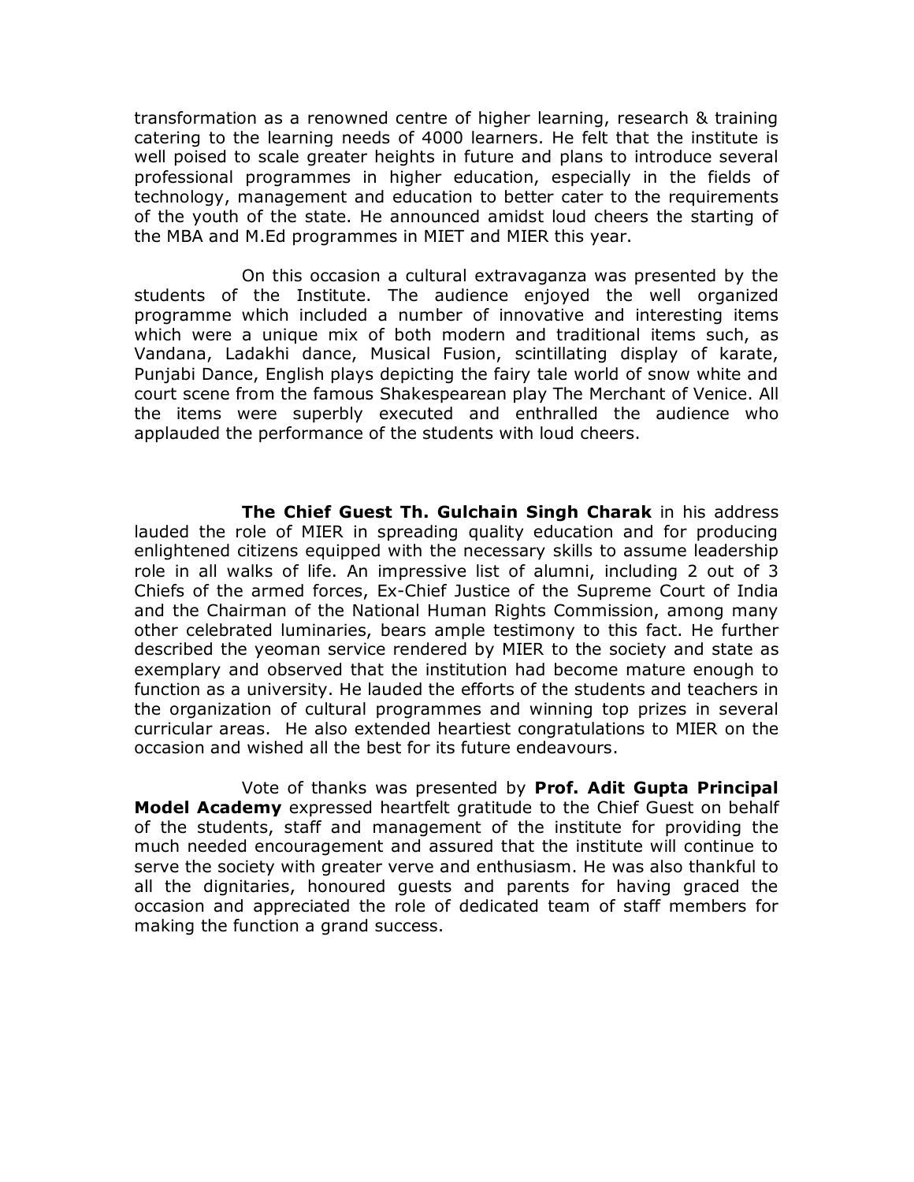transformation as a renowned centre of higher learning, research & training catering to the learning needs of 4000 learners. He felt that the institute is well poised to scale greater heights in future and plans to introduce several professional programmes in higher education, especially in the fields of technology, management and education to better cater to the requirements of the youth of the state. He announced amidst loud cheers the starting of the MBA and M.Ed programmes in MIET and MIER this year.

On this occasion a cultural extravaganza was presented by the students of the Institute. The audience enjoyed the well organized programme which included a number of innovative and interesting items which were a unique mix of both modern and traditional items such, as Vandana, Ladakhi dance, Musical Fusion, scintillating display of karate, Punjabi Dance, English plays depicting the fairy tale world of snow white and court scene from the famous Shakespearean play The Merchant of Venice. All the items were superbly executed and enthralled the audience who applauded the performance of the students with loud cheers.

**The Chief Guest Th. Gulchain Singh Charak** in his address lauded the role of MIER in spreading quality education and for producing enlightened citizens equipped with the necessary skills to assume leadership role in all walks of life. An impressive list of alumni, including 2 out of 3 Chiefs of the armed forces, Ex-Chief Justice of the Supreme Court of India and the Chairman of the National Human Rights Commission, among many other celebrated luminaries, bears ample testimony to this fact. He further described the yeoman service rendered by MIER to the society and state as exemplary and observed that the institution had become mature enough to function as a university. He lauded the efforts of the students and teachers in the organization of cultural programmes and winning top prizes in several curricular areas. He also extended heartiest congratulations to MIER on the occasion and wished all the best for its future endeavours.

Vote of thanks was presented by **Prof. Adit Gupta Principal Model Academy** expressed heartfelt gratitude to the Chief Guest on behalf of the students, staff and management of the institute for providing the much needed encouragement and assured that the institute will continue to serve the society with greater verve and enthusiasm. He was also thankful to all the dignitaries, honoured guests and parents for having graced the occasion and appreciated the role of dedicated team of staff members for making the function a grand success.